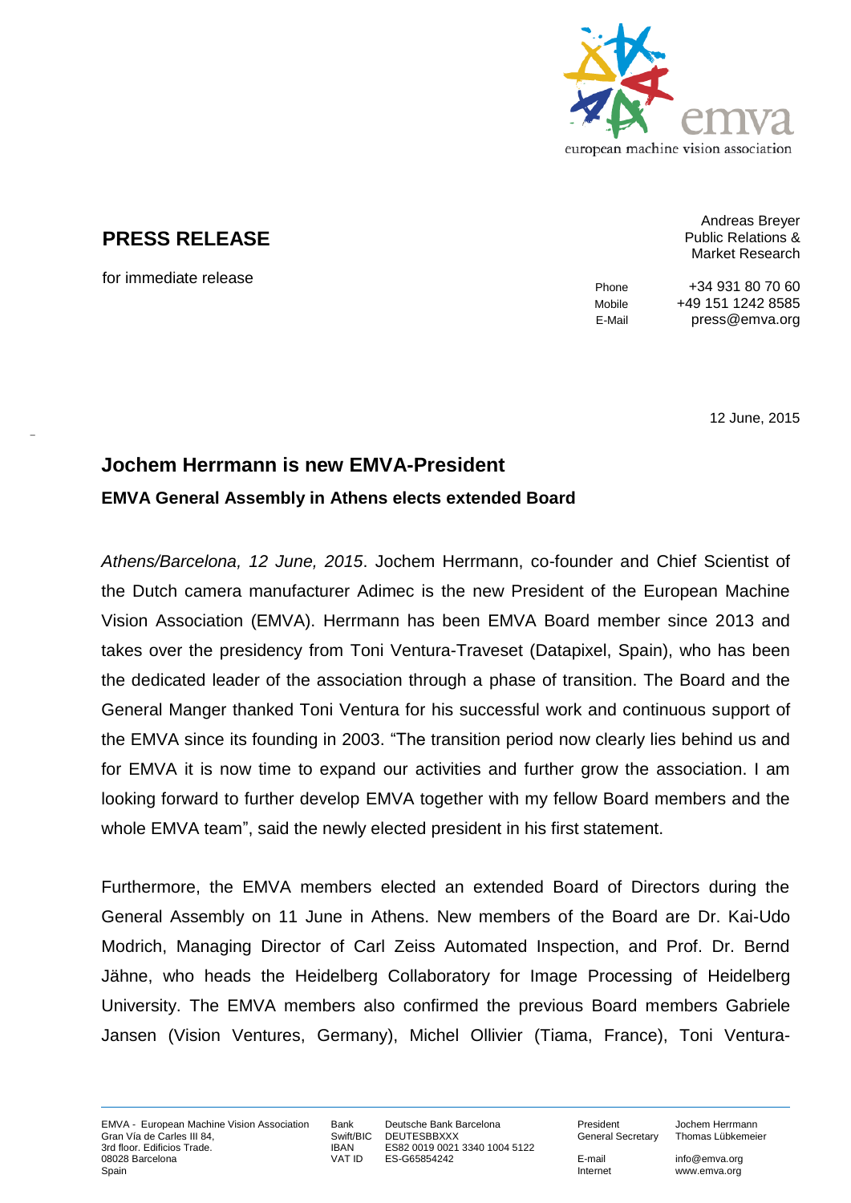european machine vision association

## PRESS RELEASE

for immediate release

Andreas Breyer
Public Relations &
Market Research

Phone +34 931 80 70 60
Mobile +49 151 1242 8585
E-Mail press@emva.org

12 June, 2015

# Jochem Herrmann is new EMVA-President

## EMVA General Assembly in Athens elects extended Board

*Athens/Barcelona, 12 June, 2015*. Jochem Herrmann, co-founder and Chief Scientist of the Dutch camera manufacturer Adimec is the new President of the European Machine Vision Association (EMVA). Herrmann has been EMVA Board member since 2013 and takes over the presidency from Toni Ventura-Traveset (Datapixel, Spain), who has been the dedicated leader of the association through a phase of transition. The Board and the General Manger thanked Toni Ventura for his successful work and continuous support of the EMVA since its founding in 2003. "The transition period now clearly lies behind us and for EMVA it is now time to expand our activities and further grow the association. I am looking forward to further develop EMVA together with my fellow Board members and the whole EMVA team", said the newly elected president in his first statement.

Furthermore, the EMVA members elected an extended Board of Directors during the General Assembly on 11 June in Athens. New members of the Board are Dr. Kai-Udo Modrich, Managing Director of Carl Zeiss Automated Inspection, and Prof. Dr. Bernd Jähne, who heads the Heidelberg Collaboratory for Image Processing of Heidelberg University. The EMVA members also confirmed the previous Board members Gabriele Jansen (Vision Ventures, Germany), Michel Ollivier (Tiama, France), Toni Ventura-

EMVA - European Machine Vision Association
Gran Vía de Carles III 84,
3rd floor. Edificios Trade.
08028 Barcelona
Spain

Bank: Deutsche Bank Barcelona
Swift/BIC: DEUTESBBXXX
IBAN: ES82 0019 0021 3340 1004 5122
VAT ID: ES-G65854242

President: Jochem Herrmann
General Secretary: Thomas Lübkemeier
E-mail: info@emva.org
Internet: www.emva.org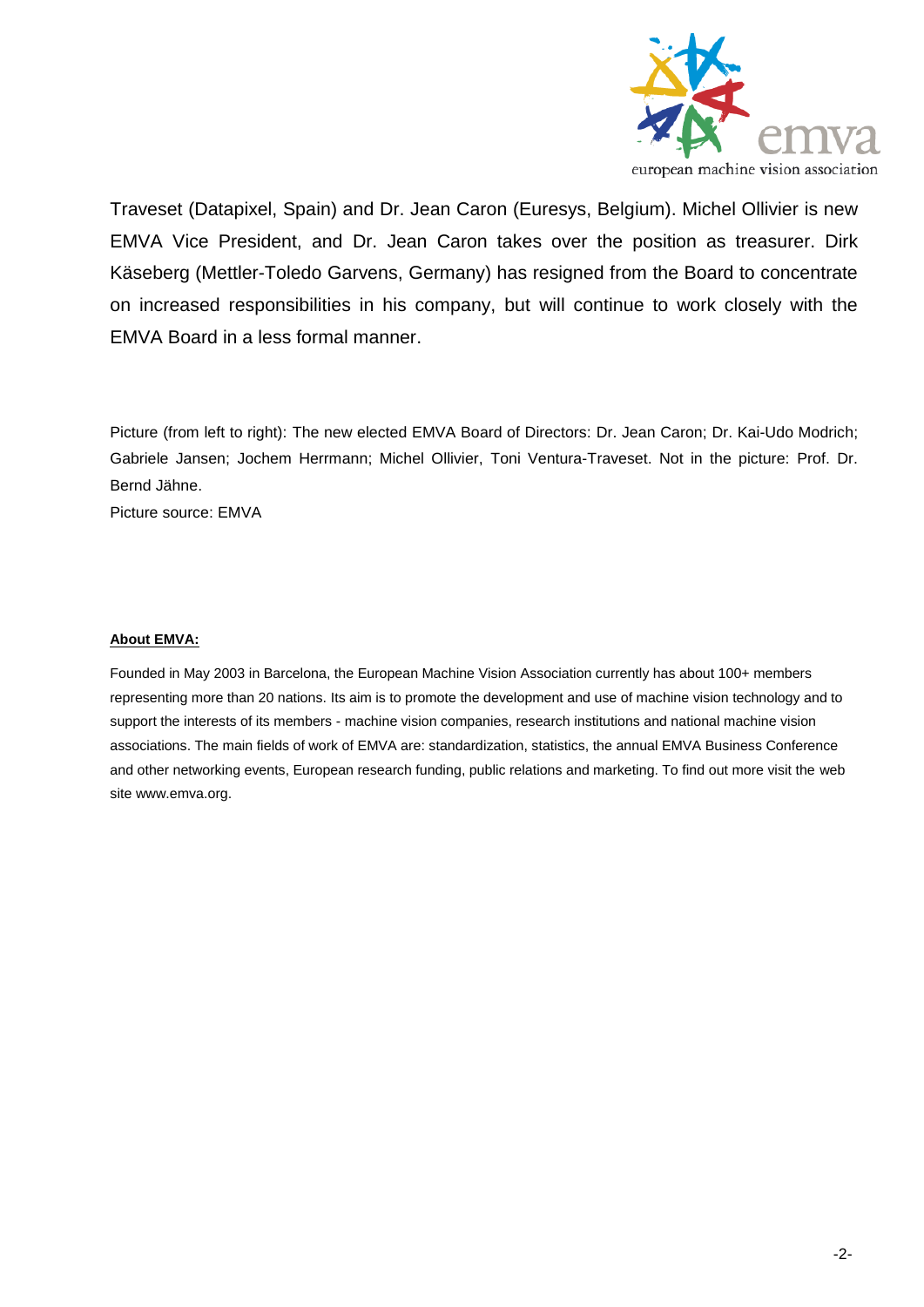Traveset (Datapixel, Spain) and Dr. Jean Caron (Euresys, Belgium). Michel Ollivier is new EMVA Vice President, and Dr. Jean Caron takes over the position as treasurer. Dirk Käseberg (Mettler-Toledo Garvens, Germany) has resigned from the Board to concentrate on increased responsibilities in his company, but will continue to work closely with the EMVA Board in a less formal manner.

Picture (from left to right): The new elected EMVA Board of Directors: Dr. Jean Caron; Dr. Kai-Udo Modrich; Gabriele Jansen; Jochem Herrmann; Michel Ollivier, Toni Ventura-Traveset. Not in the picture: Prof. Dr. Bernd Jähne.

Picture source: EMVA

**About EMVA:**

Founded in May 2003 in Barcelona, the European Machine Vision Association currently has about 100+ members representing more than 20 nations. Its aim is to promote the development and use of machine vision technology and to support the interests of its members - machine vision companies, research institutions and national machine vision associations. The main fields of work of EMVA are: standardization, statistics, the annual EMVA Business Conference and other networking events, European research funding, public relations and marketing. To find out more visit the web site www.emva.org.